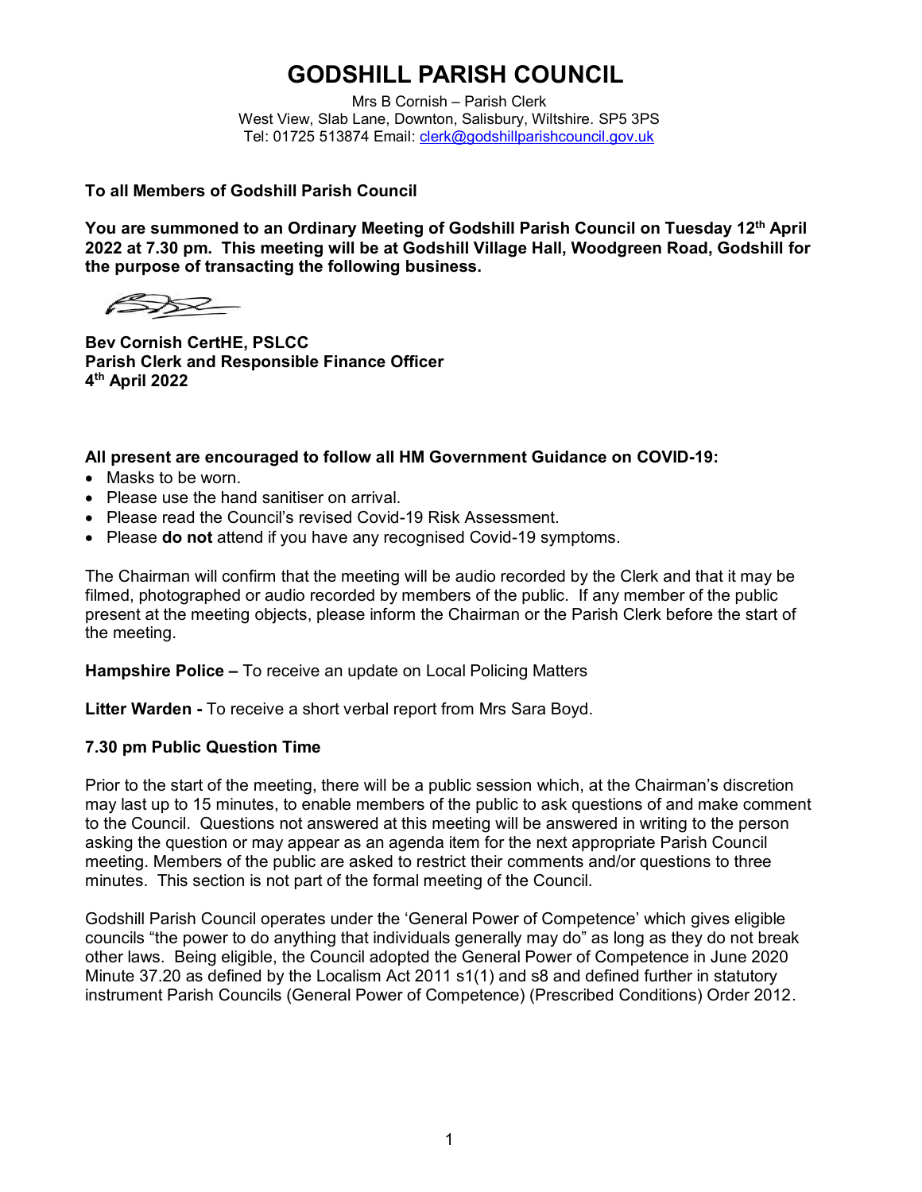# GODSHILL PARISH COUNCIL

Mrs B Cornish – Parish Clerk
West View, Slab Lane, Downton, Salisbury, Wiltshire. SP5 3PS
Tel: 01725 513874 Email: clerk@godshillparishcouncil.gov.uk

**To all Members of Godshill Parish Council**

**You are summoned to an Ordinary Meeting of Godshill Parish Council on Tuesday 12th April 2022 at 7.30 pm. This meeting will be at Godshill Village Hall, Woodgreen Road, Godshill for the purpose of transacting the following business.**

**Bev Cornish CertHE, PSLCC**
**Parish Clerk and Responsible Finance Officer**
**4th April 2022**

**All present are encouraged to follow all HM Government Guidance on COVID-19:**

- Masks to be worn.
- Please use the hand sanitiser on arrival.
- Please read the Council's revised Covid-19 Risk Assessment.
- Please **do not** attend if you have any recognised Covid-19 symptoms.

The Chairman will confirm that the meeting will be audio recorded by the Clerk and that it may be filmed, photographed or audio recorded by members of the public. If any member of the public present at the meeting objects, please inform the Chairman or the Parish Clerk before the start of the meeting.

**Hampshire Police –** To receive an update on Local Policing Matters

**Litter Warden -** To receive a short verbal report from Mrs Sara Boyd.

**7.30 pm Public Question Time**

Prior to the start of the meeting, there will be a public session which, at the Chairman's discretion may last up to 15 minutes, to enable members of the public to ask questions of and make comment to the Council. Questions not answered at this meeting will be answered in writing to the person asking the question or may appear as an agenda item for the next appropriate Parish Council meeting. Members of the public are asked to restrict their comments and/or questions to three minutes. This section is not part of the formal meeting of the Council.

Godshill Parish Council operates under the 'General Power of Competence' which gives eligible councils "the power to do anything that individuals generally may do" as long as they do not break other laws. Being eligible, the Council adopted the General Power of Competence in June 2020 Minute 37.20 as defined by the Localism Act 2011 s1(1) and s8 and defined further in statutory instrument Parish Councils (General Power of Competence) (Prescribed Conditions) Order 2012.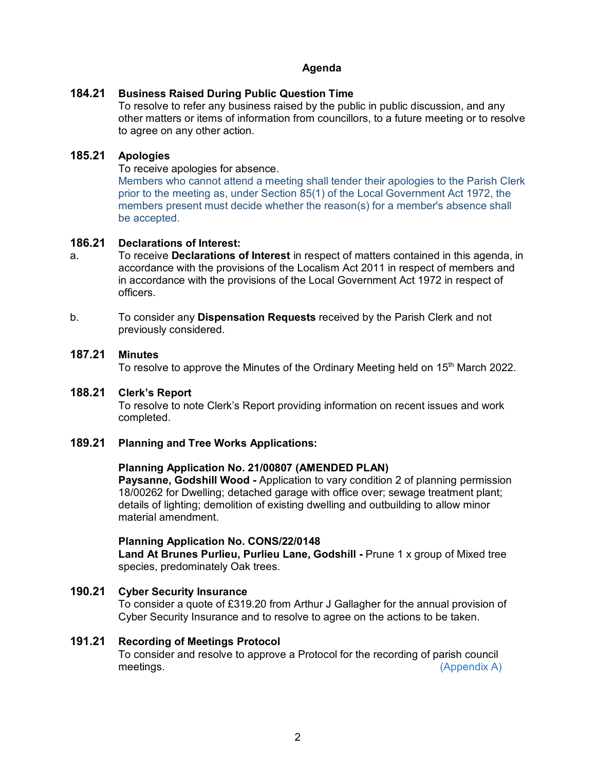## Agenda

### 184.21 Business Raised During Public Question Time

To resolve to refer any business raised by the public in public discussion, and any other matters or items of information from councillors, to a future meeting or to resolve to agree on any other action.

### 185.21 Apologies

To receive apologies for absence.

Members who cannot attend a meeting shall tender their apologies to the Parish Clerk prior to the meeting as, under Section 85(1) of the Local Government Act 1972, the members present must decide whether the reason(s) for a member's absence shall be accepted.

### 186.21 Declarations of Interest:

a. To receive **Declarations of Interest** in respect of matters contained in this agenda, in accordance with the provisions of the Localism Act 2011 in respect of members and in accordance with the provisions of the Local Government Act 1972 in respect of officers.

b. To consider any **Dispensation Requests** received by the Parish Clerk and not previously considered.

### 187.21 Minutes

To resolve to approve the Minutes of the Ordinary Meeting held on 15th March 2022.

### 188.21 Clerk's Report

To resolve to note Clerk's Report providing information on recent issues and work completed.

### 189.21 Planning and Tree Works Applications:

**Planning Application No. 21/00807 (AMENDED PLAN)**
**Paysanne, Godshill Wood -** Application to vary condition 2 of planning permission 18/00262 for Dwelling; detached garage with office over; sewage treatment plant; details of lighting; demolition of existing dwelling and outbuilding to allow minor material amendment.

**Planning Application No. CONS/22/0148**
**Land At Brunes Purlieu, Purlieu Lane, Godshill -** Prune 1 x group of Mixed tree species, predominately Oak trees.

### 190.21 Cyber Security Insurance

To consider a quote of £319.20 from Arthur J Gallagher for the annual provision of Cyber Security Insurance and to resolve to agree on the actions to be taken.

### 191.21 Recording of Meetings Protocol

To consider and resolve to approve a Protocol for the recording of parish council meetings. (Appendix A)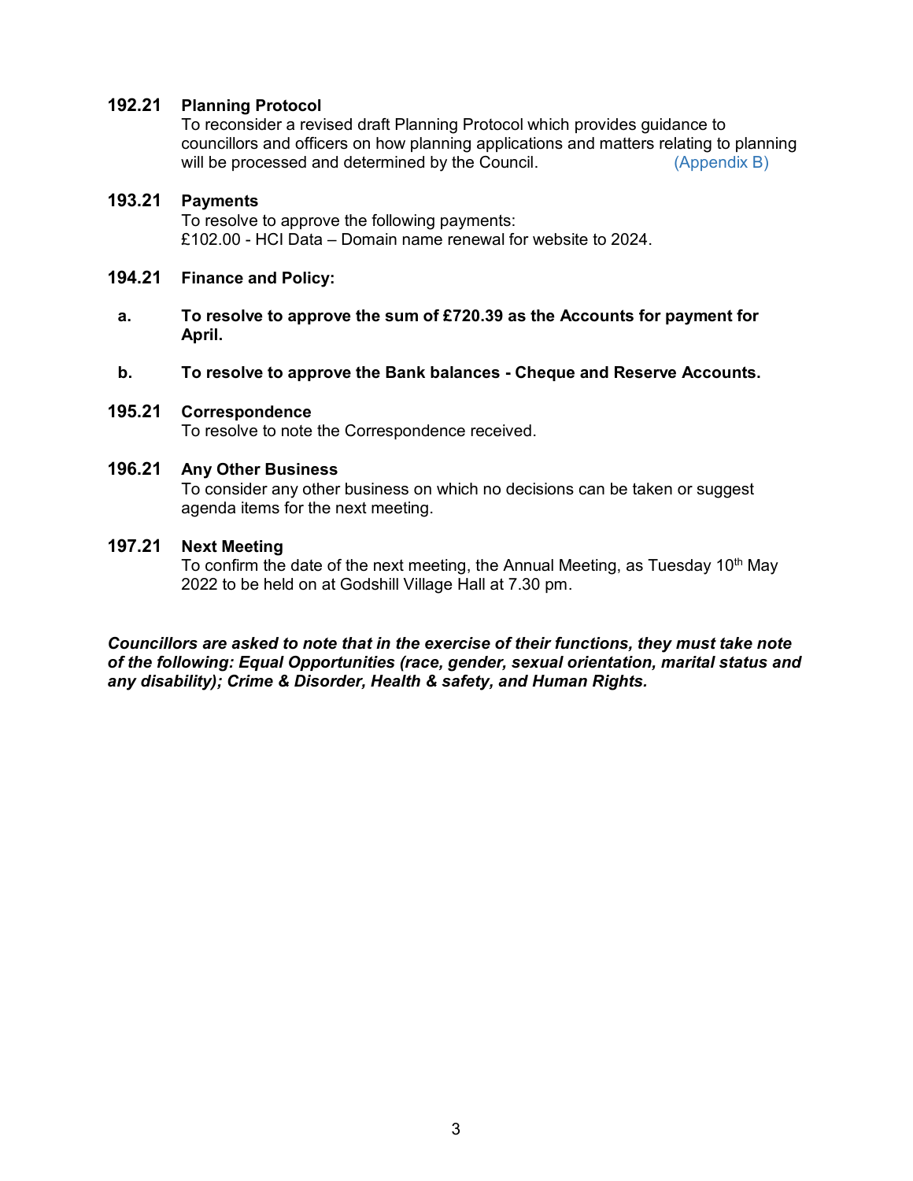**192.21 Planning Protocol**

To reconsider a revised draft Planning Protocol which provides guidance to councillors and officers on how planning applications and matters relating to planning will be processed and determined by the Council. (Appendix B)

**193.21 Payments**

To resolve to approve the following payments:
£102.00 - HCI Data – Domain name renewal for website to 2024.

**194.21 Finance and Policy:**

**a. To resolve to approve the sum of £720.39 as the Accounts for payment for April.**

**b. To resolve to approve the Bank balances - Cheque and Reserve Accounts.**

**195.21 Correspondence**

To resolve to note the Correspondence received.

**196.21 Any Other Business**

To consider any other business on which no decisions can be taken or suggest agenda items for the next meeting.

**197.21 Next Meeting**

To confirm the date of the next meeting, the Annual Meeting, as Tuesday 10th May 2022 to be held on at Godshill Village Hall at 7.30 pm.

***Councillors are asked to note that in the exercise of their functions, they must take note of the following: Equal Opportunities (race, gender, sexual orientation, marital status and any disability); Crime & Disorder, Health & safety, and Human Rights.***